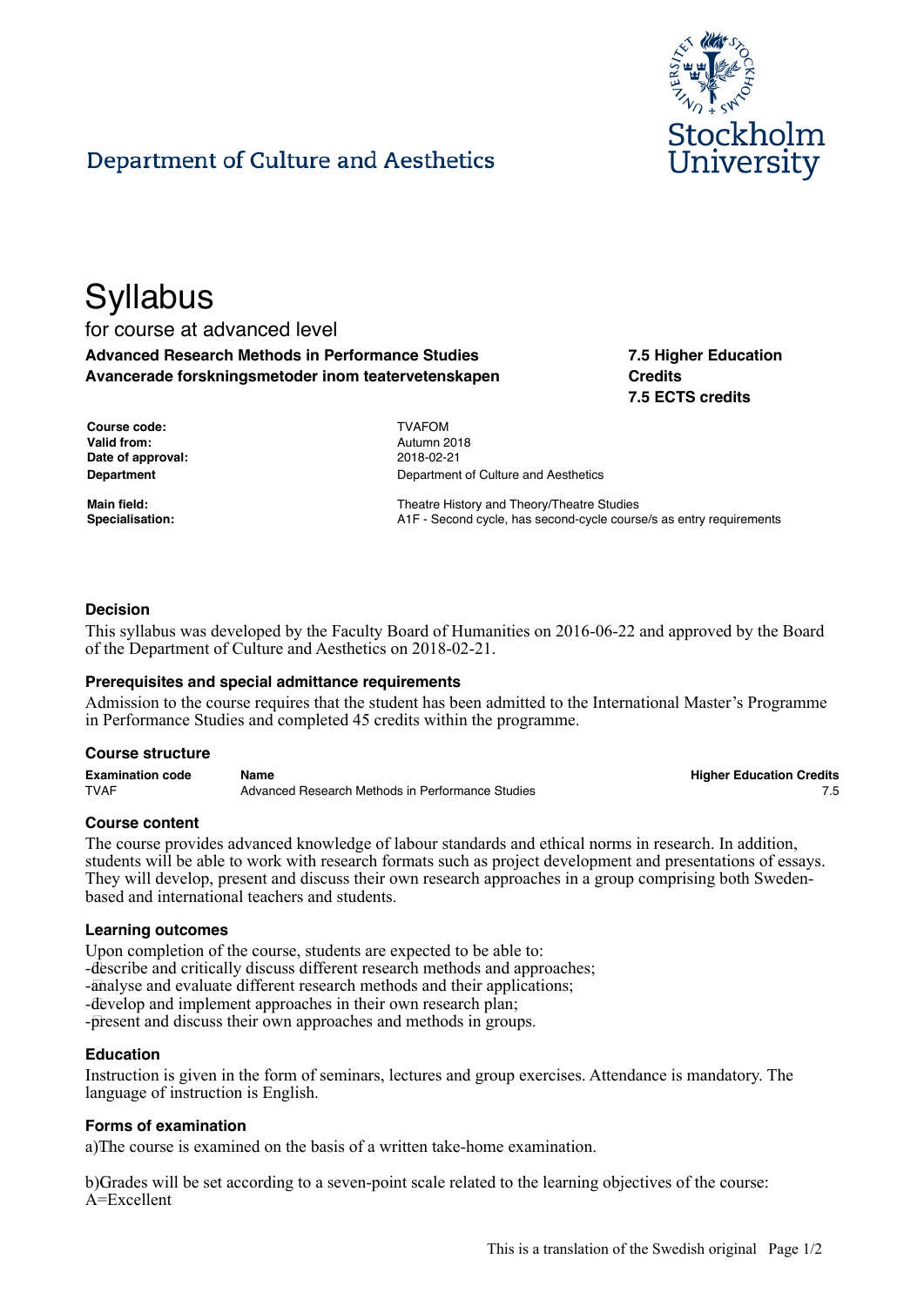Department of Culture and Aesthetics

# Syllabus

for course at advanced level

**Advanced Research Methods in Performance Studies**
**Avancerade forskningsmetoder inom teatervetenskapen**

**7.5 Higher Education Credits**
**7.5 ECTS credits**

**Course code:** TVAFOM
**Valid from:** Autumn 2018
**Date of approval:** 2018-02-21
**Department** Department of Culture and Aesthetics

**Main field:** Theatre History and Theory/Theatre Studies
**Specialisation:** A1F - Second cycle, has second-cycle course/s as entry requirements

### Decision

This syllabus was developed by the Faculty Board of Humanities on 2016-06-22 and approved by the Board of the Department of Culture and Aesthetics on 2018-02-21.

### Prerequisites and special admittance requirements

Admission to the course requires that the student has been admitted to the International Master's Programme in Performance Studies and completed 45 credits within the programme.

### Course structure

| Examination code | Name | Higher Education Credits |
|---|---|---|
| TVAF | Advanced Research Methods in Performance Studies | 7.5 |

### Course content

The course provides advanced knowledge of labour standards and ethical norms in research. In addition, students will be able to work with research formats such as project development and presentations of essays. They will develop, present and discuss their own research approaches in a group comprising both Sweden-based and international teachers and students.

### Learning outcomes

Upon completion of the course, students are expected to be able to:
- describe and critically discuss different research methods and approaches;
- analyse and evaluate different research methods and their applications;
- develop and implement approaches in their own research plan;
- present and discuss their own approaches and methods in groups.

### Education

Instruction is given in the form of seminars, lectures and group exercises. Attendance is mandatory. The language of instruction is English.

### Forms of examination

a) The course is examined on the basis of a written take-home examination.

b) Grades will be set according to a seven-point scale related to the learning objectives of the course:
A=Excellent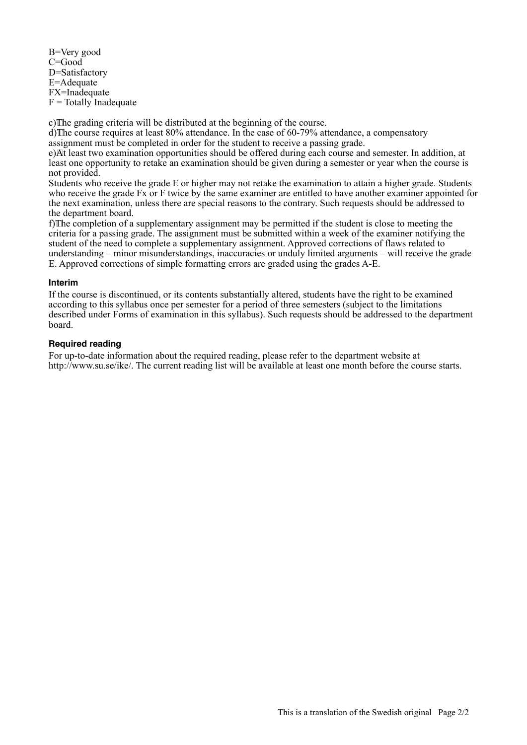B=Very good
C=Good
D=Satisfactory
E=Adequate
FX=Inadequate
F = Totally Inadequate

c) The grading criteria will be distributed at the beginning of the course.
d) The course requires at least 80% attendance. In the case of 60-79% attendance, a compensatory assignment must be completed in order for the student to receive a passing grade.
e) At least two examination opportunities should be offered during each course and semester. In addition, at least one opportunity to retake an examination should be given during a semester or year when the course is not provided.
Students who receive the grade E or higher may not retake the examination to attain a higher grade. Students who receive the grade Fx or F twice by the same examiner are entitled to have another examiner appointed for the next examination, unless there are special reasons to the contrary. Such requests should be addressed to the department board.
f) The completion of a supplementary assignment may be permitted if the student is close to meeting the criteria for a passing grade. The assignment must be submitted within a week of the examiner notifying the student of the need to complete a supplementary assignment. Approved corrections of flaws related to understanding – minor misunderstandings, inaccuracies or unduly limited arguments – will receive the grade E. Approved corrections of simple formatting errors are graded using the grades A-E.

### Interim

If the course is discontinued, or its contents substantially altered, students have the right to be examined according to this syllabus once per semester for a period of three semesters (subject to the limitations described under Forms of examination in this syllabus). Such requests should be addressed to the department board.

### Required reading

For up-to-date information about the required reading, please refer to the department website at http://www.su.se/ike/. The current reading list will be available at least one month before the course starts.

This is a translation of the Swedish original